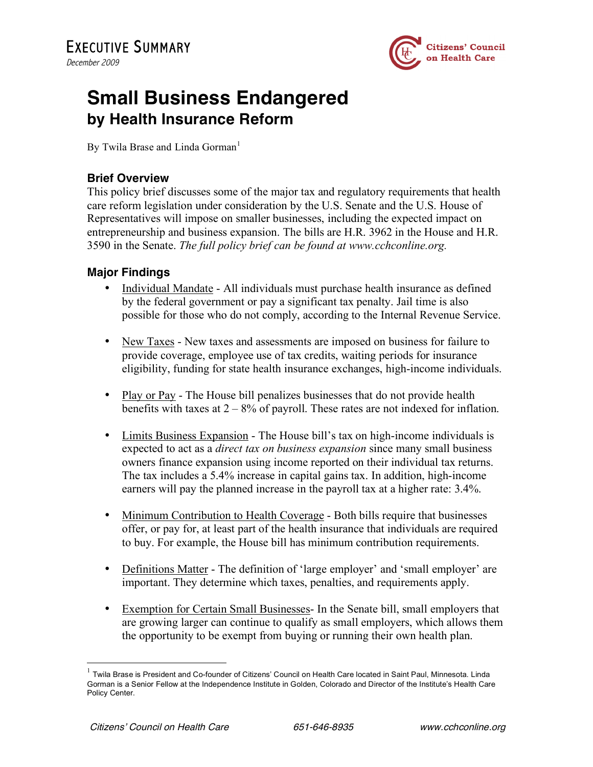Executive Summary

*December 2009*

Citizens' Council on Health Care

# Small Business Endangered
## by Health Insurance Reform

By Twila Brase and Linda Gorman[1]

### Brief Overview

This policy brief discusses some of the major tax and regulatory requirements that health care reform legislation under consideration by the U.S. Senate and the U.S. House of Representatives will impose on smaller businesses, including the expected impact on entrepreneurship and business expansion. The bills are H.R. 3962 in the House and H.R. 3590 in the Senate. *The full policy brief can be found at www.cchconline.org.*

### Major Findings

- Individual Mandate - All individuals must purchase health insurance as defined by the federal government or pay a significant tax penalty. Jail time is also possible for those who do not comply, according to the Internal Revenue Service.

- New Taxes - New taxes and assessments are imposed on business for failure to provide coverage, employee use of tax credits, waiting periods for insurance eligibility, funding for state health insurance exchanges, high-income individuals.

- Play or Pay - The House bill penalizes businesses that do not provide health benefits with taxes at 2 – 8% of payroll. These rates are not indexed for inflation.

- Limits Business Expansion - The House bill's tax on high-income individuals is expected to act as a *direct tax on business expansion* since many small business owners finance expansion using income reported on their individual tax returns. The tax includes a 5.4% increase in capital gains tax. In addition, high-income earners will pay the planned increase in the payroll tax at a higher rate: 3.4%.

- Minimum Contribution to Health Coverage - Both bills require that businesses offer, or pay for, at least part of the health insurance that individuals are required to buy. For example, the House bill has minimum contribution requirements.

- Definitions Matter - The definition of 'large employer' and 'small employer' are important. They determine which taxes, penalties, and requirements apply.

- Exemption for Certain Small Businesses- In the Senate bill, small employers that are growing larger can continue to qualify as small employers, which allows them the opportunity to be exempt from buying or running their own health plan.

---

[1] Twila Brase is President and Co-founder of Citizens' Council on Health Care located in Saint Paul, Minnesota. Linda Gorman is a Senior Fellow at the Independence Institute in Golden, Colorado and Director of the Institute's Health Care Policy Center.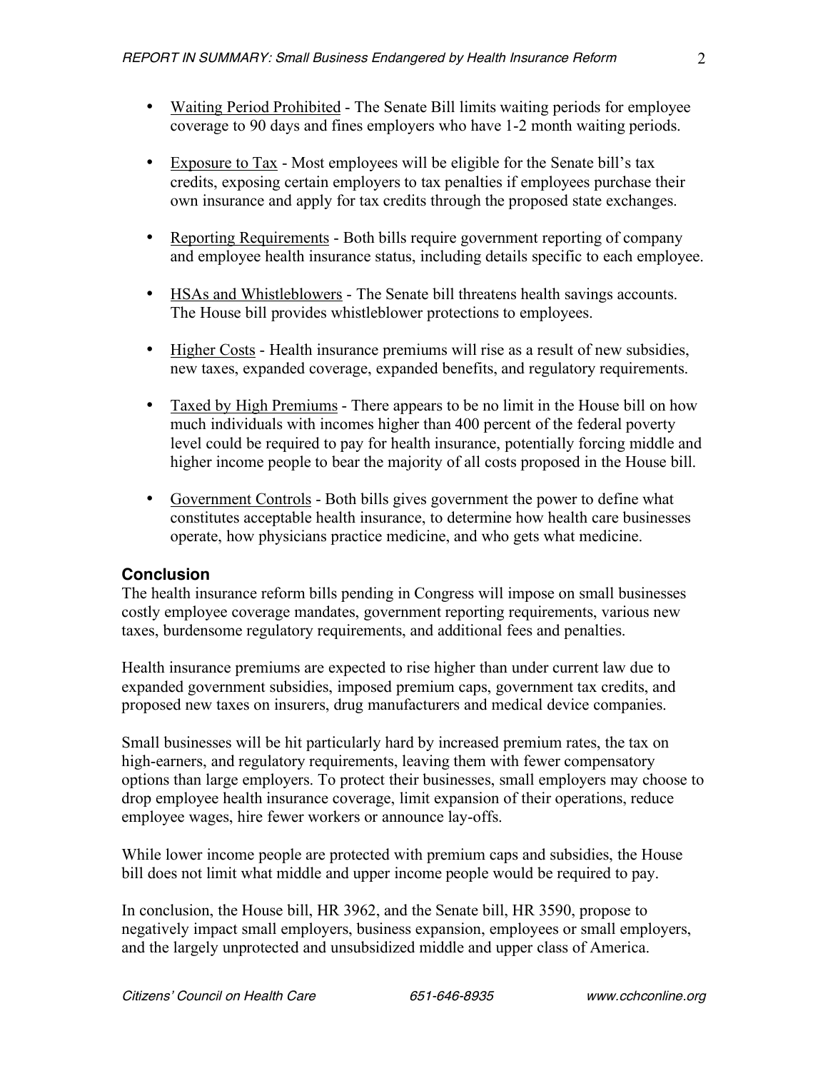- Waiting Period Prohibited - The Senate Bill limits waiting periods for employee coverage to 90 days and fines employers who have 1-2 month waiting periods.

- Exposure to Tax - Most employees will be eligible for the Senate bill's tax credits, exposing certain employers to tax penalties if employees purchase their own insurance and apply for tax credits through the proposed state exchanges.

- Reporting Requirements - Both bills require government reporting of company and employee health insurance status, including details specific to each employee.

- HSAs and Whistleblowers - The Senate bill threatens health savings accounts. The House bill provides whistleblower protections to employees.

- Higher Costs - Health insurance premiums will rise as a result of new subsidies, new taxes, expanded coverage, expanded benefits, and regulatory requirements.

- Taxed by High Premiums - There appears to be no limit in the House bill on how much individuals with incomes higher than 400 percent of the federal poverty level could be required to pay for health insurance, potentially forcing middle and higher income people to bear the majority of all costs proposed in the House bill.

- Government Controls - Both bills gives government the power to define what constitutes acceptable health insurance, to determine how health care businesses operate, how physicians practice medicine, and who gets what medicine.

## Conclusion

The health insurance reform bills pending in Congress will impose on small businesses costly employee coverage mandates, government reporting requirements, various new taxes, burdensome regulatory requirements, and additional fees and penalties.

Health insurance premiums are expected to rise higher than under current law due to expanded government subsidies, imposed premium caps, government tax credits, and proposed new taxes on insurers, drug manufacturers and medical device companies.

Small businesses will be hit particularly hard by increased premium rates, the tax on high-earners, and regulatory requirements, leaving them with fewer compensatory options than large employers. To protect their businesses, small employers may choose to drop employee health insurance coverage, limit expansion of their operations, reduce employee wages, hire fewer workers or announce lay-offs.

While lower income people are protected with premium caps and subsidies, the House bill does not limit what middle and upper income people would be required to pay.

In conclusion, the House bill, HR 3962, and the Senate bill, HR 3590, propose to negatively impact small employers, business expansion, employees or small employers, and the largely unprotected and unsubsidized middle and upper class of America.